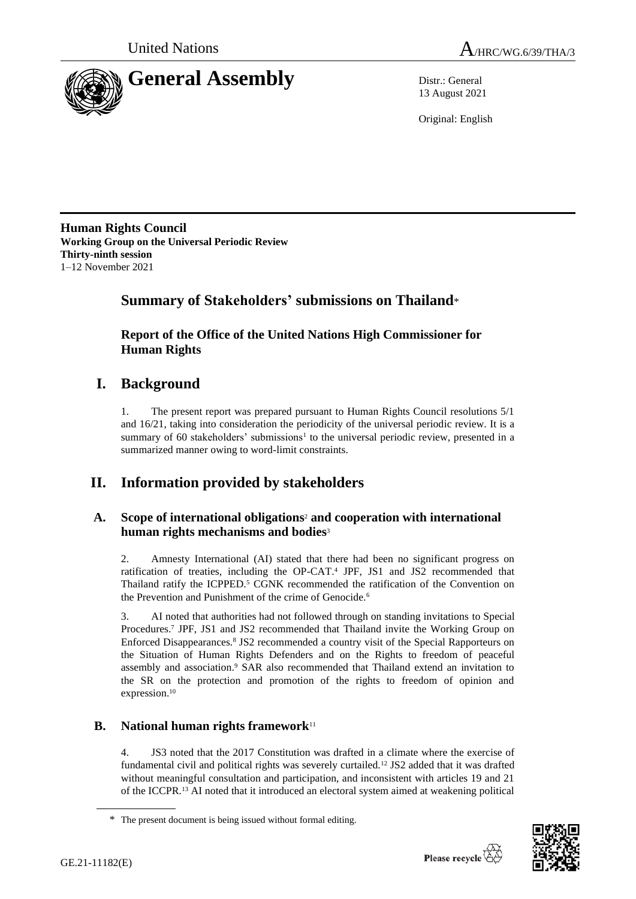United Nations A/HRC/WG.6/39/THA/3

# General Assembly

Distr.: General
13 August 2021

Original: English

**Human Rights Council**
**Working Group on the Universal Periodic Review**
**Thirty-ninth session**
1–12 November 2021

## Summary of Stakeholders' submissions on Thailand*

### Report of the Office of the United Nations High Commissioner for Human Rights

## I. Background

1. The present report was prepared pursuant to Human Rights Council resolutions 5/1 and 16/21, taking into consideration the periodicity of the universal periodic review. It is a summary of 60 stakeholders' submissions[1] to the universal periodic review, presented in a summarized manner owing to word-limit constraints.

## II. Information provided by stakeholders

### A. Scope of international obligations[2] and cooperation with international human rights mechanisms and bodies[3]

2. Amnesty International (AI) stated that there had been no significant progress on ratification of treaties, including the OP-CAT.[4] JPF, JS1 and JS2 recommended that Thailand ratify the ICPPED.[5] CGNK recommended the ratification of the Convention on the Prevention and Punishment of the crime of Genocide.[6]

3. AI noted that authorities had not followed through on standing invitations to Special Procedures.[7] JPF, JS1 and JS2 recommended that Thailand invite the Working Group on Enforced Disappearances.[8] JS2 recommended a country visit of the Special Rapporteurs on the Situation of Human Rights Defenders and on the Rights to freedom of peaceful assembly and association.[9] SAR also recommended that Thailand extend an invitation to the SR on the protection and promotion of the rights to freedom of opinion and expression.[10]

### B. National human rights framework[11]

4. JS3 noted that the 2017 Constitution was drafted in a climate where the exercise of fundamental civil and political rights was severely curtailed.[12] JS2 added that it was drafted without meaningful consultation and participation, and inconsistent with articles 19 and 21 of the ICCPR.[13] AI noted that it introduced an electoral system aimed at weakening political

\* The present document is being issued without formal editing.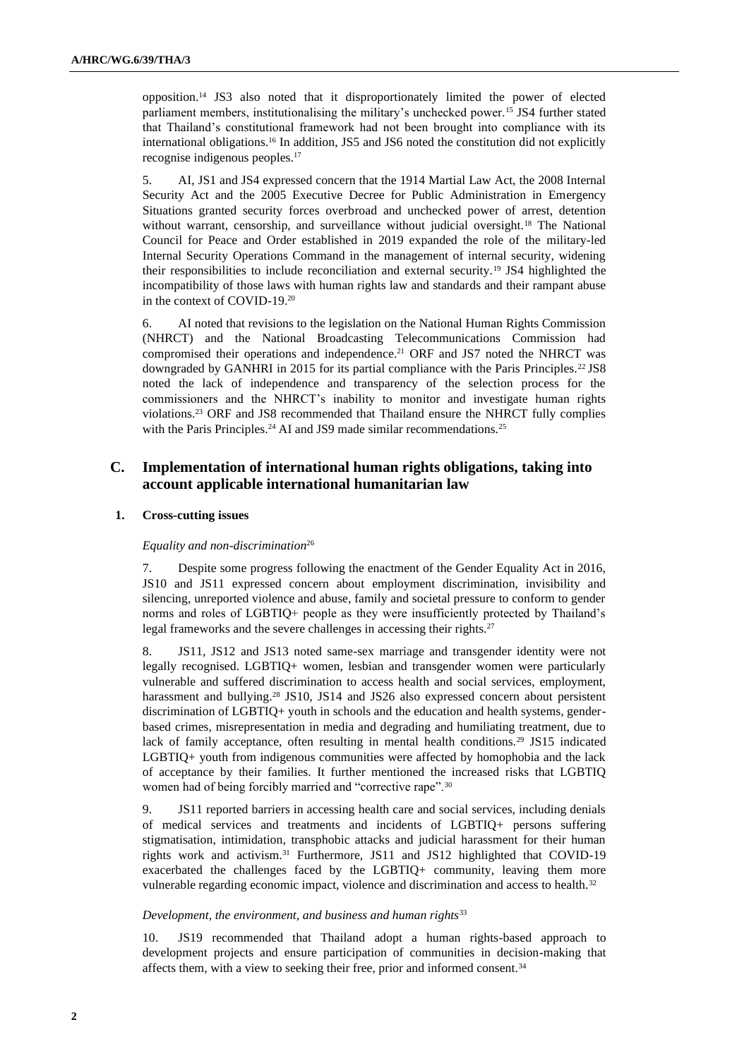opposition.[14] JS3 also noted that it disproportionately limited the power of elected parliament members, institutionalising the military's unchecked power.[15] JS4 further stated that Thailand's constitutional framework had not been brought into compliance with its international obligations.[16] In addition, JS5 and JS6 noted the constitution did not explicitly recognise indigenous peoples.[17]

5. AI, JS1 and JS4 expressed concern that the 1914 Martial Law Act, the 2008 Internal Security Act and the 2005 Executive Decree for Public Administration in Emergency Situations granted security forces overbroad and unchecked power of arrest, detention without warrant, censorship, and surveillance without judicial oversight.[18] The National Council for Peace and Order established in 2019 expanded the role of the military-led Internal Security Operations Command in the management of internal security, widening their responsibilities to include reconciliation and external security.[19] JS4 highlighted the incompatibility of those laws with human rights law and standards and their rampant abuse in the context of COVID-19.[20]

6. AI noted that revisions to the legislation on the National Human Rights Commission (NHRCT) and the National Broadcasting Telecommunications Commission had compromised their operations and independence.[21] ORF and JS7 noted the NHRCT was downgraded by GANHRI in 2015 for its partial compliance with the Paris Principles.[22] JS8 noted the lack of independence and transparency of the selection process for the commissioners and the NHRCT's inability to monitor and investigate human rights violations.[23] ORF and JS8 recommended that Thailand ensure the NHRCT fully complies with the Paris Principles.[24] AI and JS9 made similar recommendations.[25]

## C. Implementation of international human rights obligations, taking into account applicable international humanitarian law

### 1. Cross-cutting issues

*Equality and non-discrimination*[26]

7. Despite some progress following the enactment of the Gender Equality Act in 2016, JS10 and JS11 expressed concern about employment discrimination, invisibility and silencing, unreported violence and abuse, family and societal pressure to conform to gender norms and roles of LGBTIQ+ people as they were insufficiently protected by Thailand's legal frameworks and the severe challenges in accessing their rights.[27]

8. JS11, JS12 and JS13 noted same-sex marriage and transgender identity were not legally recognised. LGBTIQ+ women, lesbian and transgender women were particularly vulnerable and suffered discrimination to access health and social services, employment, harassment and bullying.[28] JS10, JS14 and JS26 also expressed concern about persistent discrimination of LGBTIQ+ youth in schools and the education and health systems, gender-based crimes, misrepresentation in media and degrading and humiliating treatment, due to lack of family acceptance, often resulting in mental health conditions.[29] JS15 indicated LGBTIQ+ youth from indigenous communities were affected by homophobia and the lack of acceptance by their families. It further mentioned the increased risks that LGBTIQ women had of being forcibly married and "corrective rape".[30]

9. JS11 reported barriers in accessing health care and social services, including denials of medical services and treatments and incidents of LGBTIQ+ persons suffering stigmatisation, intimidation, transphobic attacks and judicial harassment for their human rights work and activism.[31] Furthermore, JS11 and JS12 highlighted that COVID-19 exacerbated the challenges faced by the LGBTIQ+ community, leaving them more vulnerable regarding economic impact, violence and discrimination and access to health.[32]

*Development, the environment, and business and human rights*[33]

10. JS19 recommended that Thailand adopt a human rights-based approach to development projects and ensure participation of communities in decision-making that affects them, with a view to seeking their free, prior and informed consent.[34]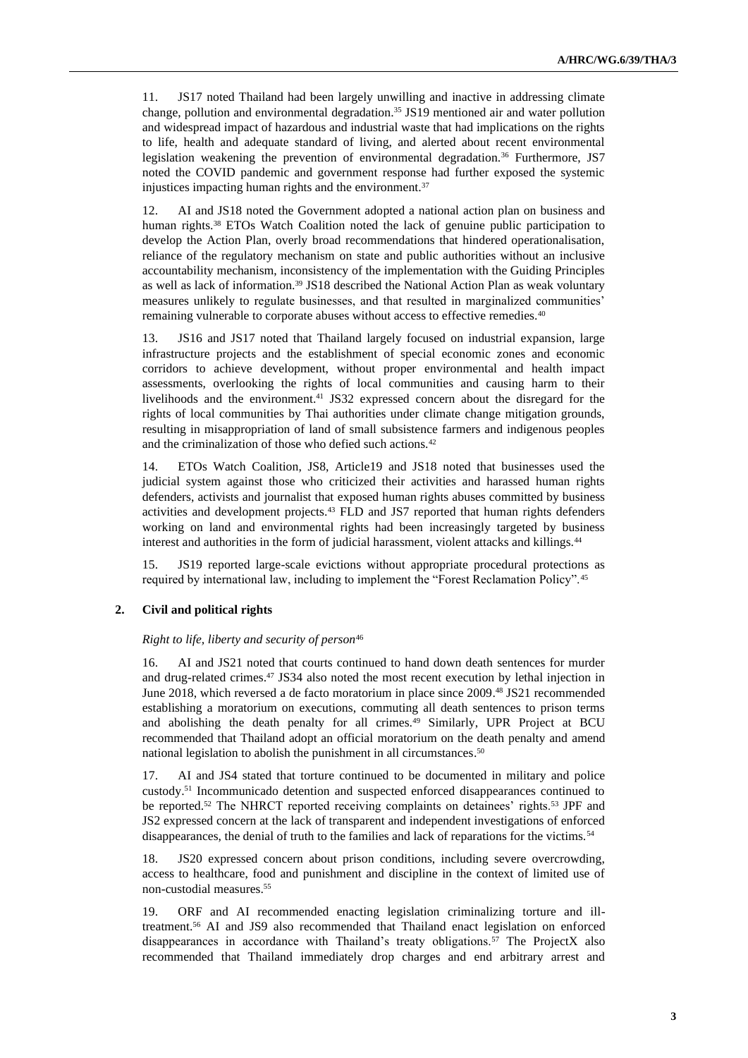11. JS17 noted Thailand had been largely unwilling and inactive in addressing climate change, pollution and environmental degradation.[35] JS19 mentioned air and water pollution and widespread impact of hazardous and industrial waste that had implications on the rights to life, health and adequate standard of living, and alerted about recent environmental legislation weakening the prevention of environmental degradation.[36] Furthermore, JS7 noted the COVID pandemic and government response had further exposed the systemic injustices impacting human rights and the environment.[37]

12. AI and JS18 noted the Government adopted a national action plan on business and human rights.[38] ETOs Watch Coalition noted the lack of genuine public participation to develop the Action Plan, overly broad recommendations that hindered operationalisation, reliance of the regulatory mechanism on state and public authorities without an inclusive accountability mechanism, inconsistency of the implementation with the Guiding Principles as well as lack of information.[39] JS18 described the National Action Plan as weak voluntary measures unlikely to regulate businesses, and that resulted in marginalized communities' remaining vulnerable to corporate abuses without access to effective remedies.[40]

13. JS16 and JS17 noted that Thailand largely focused on industrial expansion, large infrastructure projects and the establishment of special economic zones and economic corridors to achieve development, without proper environmental and health impact assessments, overlooking the rights of local communities and causing harm to their livelihoods and the environment.[41] JS32 expressed concern about the disregard for the rights of local communities by Thai authorities under climate change mitigation grounds, resulting in misappropriation of land of small subsistence farmers and indigenous peoples and the criminalization of those who defied such actions.[42]

14. ETOs Watch Coalition, JS8, Article19 and JS18 noted that businesses used the judicial system against those who criticized their activities and harassed human rights defenders, activists and journalist that exposed human rights abuses committed by business activities and development projects.[43] FLD and JS7 reported that human rights defenders working on land and environmental rights had been increasingly targeted by business interest and authorities in the form of judicial harassment, violent attacks and killings.[44]

15. JS19 reported large-scale evictions without appropriate procedural protections as required by international law, including to implement the "Forest Reclamation Policy".[45]

## 2. Civil and political rights

*Right to life, liberty and security of person*[46]

16. AI and JS21 noted that courts continued to hand down death sentences for murder and drug-related crimes.[47] JS34 also noted the most recent execution by lethal injection in June 2018, which reversed a de facto moratorium in place since 2009.[48] JS21 recommended establishing a moratorium on executions, commuting all death sentences to prison terms and abolishing the death penalty for all crimes.[49] Similarly, UPR Project at BCU recommended that Thailand adopt an official moratorium on the death penalty and amend national legislation to abolish the punishment in all circumstances.[50]

17. AI and JS4 stated that torture continued to be documented in military and police custody.[51] Incommunicado detention and suspected enforced disappearances continued to be reported.[52] The NHRCT reported receiving complaints on detainees' rights.[53] JPF and JS2 expressed concern at the lack of transparent and independent investigations of enforced disappearances, the denial of truth to the families and lack of reparations for the victims.[54]

18. JS20 expressed concern about prison conditions, including severe overcrowding, access to healthcare, food and punishment and discipline in the context of limited use of non-custodial measures.[55]

19. ORF and AI recommended enacting legislation criminalizing torture and ill-treatment.[56] AI and JS9 also recommended that Thailand enact legislation on enforced disappearances in accordance with Thailand's treaty obligations.[57] The ProjectX also recommended that Thailand immediately drop charges and end arbitrary arrest and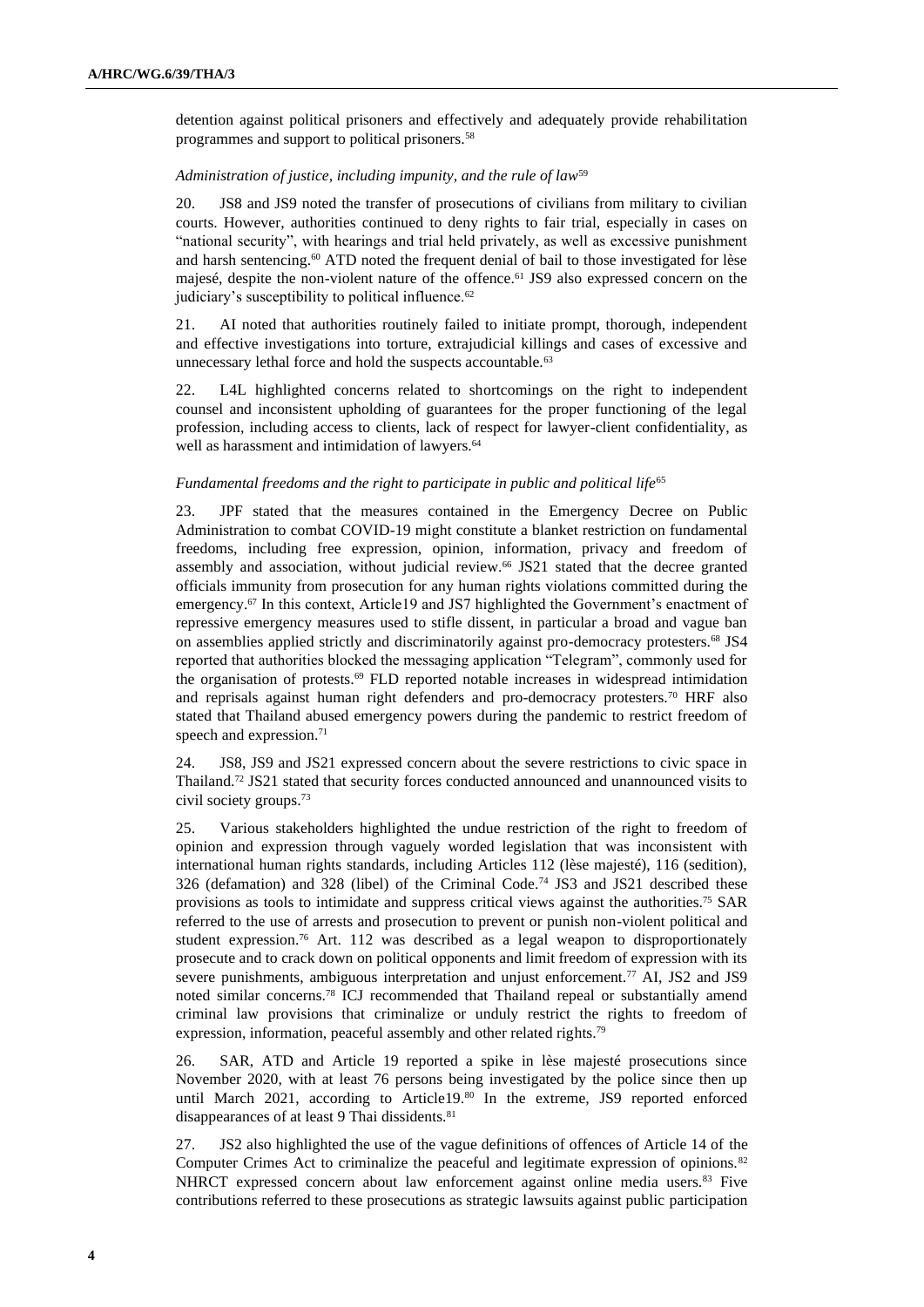detention against political prisoners and effectively and adequately provide rehabilitation programmes and support to political prisoners.[58]

*Administration of justice, including impunity, and the rule of law*[59]

20. JS8 and JS9 noted the transfer of prosecutions of civilians from military to civilian courts. However, authorities continued to deny rights to fair trial, especially in cases on "national security", with hearings and trial held privately, as well as excessive punishment and harsh sentencing.[60] ATD noted the frequent denial of bail to those investigated for lèse majesé, despite the non-violent nature of the offence.[61] JS9 also expressed concern on the judiciary's susceptibility to political influence.[62]

21. AI noted that authorities routinely failed to initiate prompt, thorough, independent and effective investigations into torture, extrajudicial killings and cases of excessive and unnecessary lethal force and hold the suspects accountable.[63]

22. L4L highlighted concerns related to shortcomings on the right to independent counsel and inconsistent upholding of guarantees for the proper functioning of the legal profession, including access to clients, lack of respect for lawyer-client confidentiality, as well as harassment and intimidation of lawyers.[64]

*Fundamental freedoms and the right to participate in public and political life*[65]

23. JPF stated that the measures contained in the Emergency Decree on Public Administration to combat COVID-19 might constitute a blanket restriction on fundamental freedoms, including free expression, opinion, information, privacy and freedom of assembly and association, without judicial review.[66] JS21 stated that the decree granted officials immunity from prosecution for any human rights violations committed during the emergency.[67] In this context, Article19 and JS7 highlighted the Government's enactment of repressive emergency measures used to stifle dissent, in particular a broad and vague ban on assemblies applied strictly and discriminatorily against pro-democracy protesters.[68] JS4 reported that authorities blocked the messaging application "Telegram", commonly used for the organisation of protests.[69] FLD reported notable increases in widespread intimidation and reprisals against human right defenders and pro-democracy protesters.[70] HRF also stated that Thailand abused emergency powers during the pandemic to restrict freedom of speech and expression.[71]

24. JS8, JS9 and JS21 expressed concern about the severe restrictions to civic space in Thailand.[72] JS21 stated that security forces conducted announced and unannounced visits to civil society groups.[73]

25. Various stakeholders highlighted the undue restriction of the right to freedom of opinion and expression through vaguely worded legislation that was inconsistent with international human rights standards, including Articles 112 (lèse majesté), 116 (sedition), 326 (defamation) and 328 (libel) of the Criminal Code.[74] JS3 and JS21 described these provisions as tools to intimidate and suppress critical views against the authorities.[75] SAR referred to the use of arrests and prosecution to prevent or punish non-violent political and student expression.[76] Art. 112 was described as a legal weapon to disproportionately prosecute and to crack down on political opponents and limit freedom of expression with its severe punishments, ambiguous interpretation and unjust enforcement.[77] AI, JS2 and JS9 noted similar concerns.[78] ICJ recommended that Thailand repeal or substantially amend criminal law provisions that criminalize or unduly restrict the rights to freedom of expression, information, peaceful assembly and other related rights.[79]

26. SAR, ATD and Article 19 reported a spike in lèse majesté prosecutions since November 2020, with at least 76 persons being investigated by the police since then up until March 2021, according to Article19.[80] In the extreme, JS9 reported enforced disappearances of at least 9 Thai dissidents.[81]

27. JS2 also highlighted the use of the vague definitions of offences of Article 14 of the Computer Crimes Act to criminalize the peaceful and legitimate expression of opinions.[82] NHRCT expressed concern about law enforcement against online media users.[83] Five contributions referred to these prosecutions as strategic lawsuits against public participation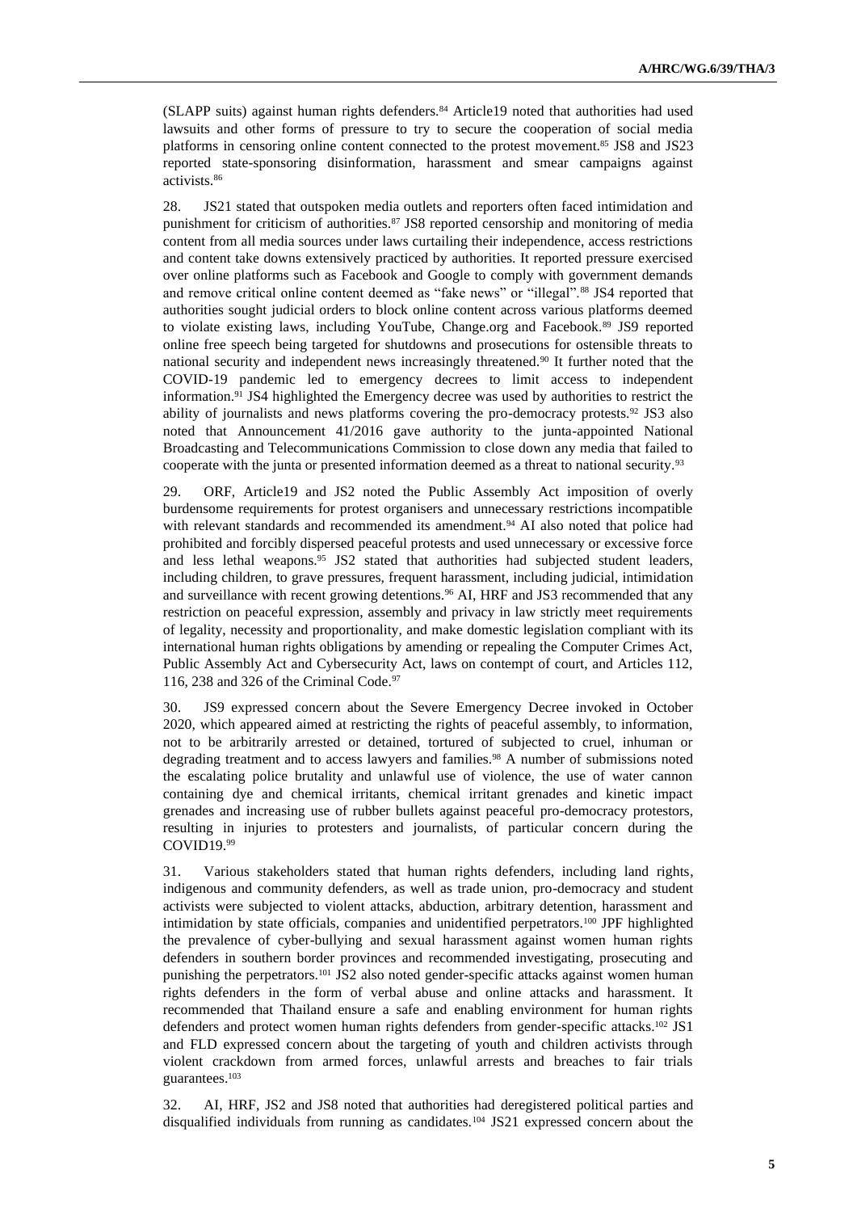(SLAPP suits) against human rights defenders.[84] Article19 noted that authorities had used lawsuits and other forms of pressure to try to secure the cooperation of social media platforms in censoring online content connected to the protest movement.[85] JS8 and JS23 reported state-sponsoring disinformation, harassment and smear campaigns against activists.[86]

28. JS21 stated that outspoken media outlets and reporters often faced intimidation and punishment for criticism of authorities.[87] JS8 reported censorship and monitoring of media content from all media sources under laws curtailing their independence, access restrictions and content take downs extensively practiced by authorities. It reported pressure exercised over online platforms such as Facebook and Google to comply with government demands and remove critical online content deemed as "fake news" or "illegal".[88] JS4 reported that authorities sought judicial orders to block online content across various platforms deemed to violate existing laws, including YouTube, Change.org and Facebook.[89] JS9 reported online free speech being targeted for shutdowns and prosecutions for ostensible threats to national security and independent news increasingly threatened.[90] It further noted that the COVID-19 pandemic led to emergency decrees to limit access to independent information.[91] JS4 highlighted the Emergency decree was used by authorities to restrict the ability of journalists and news platforms covering the pro-democracy protests.[92] JS3 also noted that Announcement 41/2016 gave authority to the junta-appointed National Broadcasting and Telecommunications Commission to close down any media that failed to cooperate with the junta or presented information deemed as a threat to national security.[93]

29. ORF, Article19 and JS2 noted the Public Assembly Act imposition of overly burdensome requirements for protest organisers and unnecessary restrictions incompatible with relevant standards and recommended its amendment.[94] AI also noted that police had prohibited and forcibly dispersed peaceful protests and used unnecessary or excessive force and less lethal weapons.[95] JS2 stated that authorities had subjected student leaders, including children, to grave pressures, frequent harassment, including judicial, intimidation and surveillance with recent growing detentions.[96] AI, HRF and JS3 recommended that any restriction on peaceful expression, assembly and privacy in law strictly meet requirements of legality, necessity and proportionality, and make domestic legislation compliant with its international human rights obligations by amending or repealing the Computer Crimes Act, Public Assembly Act and Cybersecurity Act, laws on contempt of court, and Articles 112, 116, 238 and 326 of the Criminal Code.[97]

30. JS9 expressed concern about the Severe Emergency Decree invoked in October 2020, which appeared aimed at restricting the rights of peaceful assembly, to information, not to be arbitrarily arrested or detained, tortured of subjected to cruel, inhuman or degrading treatment and to access lawyers and families.[98] A number of submissions noted the escalating police brutality and unlawful use of violence, the use of water cannon containing dye and chemical irritants, chemical irritant grenades and kinetic impact grenades and increasing use of rubber bullets against peaceful pro-democracy protestors, resulting in injuries to protesters and journalists, of particular concern during the COVID19.[99]

31. Various stakeholders stated that human rights defenders, including land rights, indigenous and community defenders, as well as trade union, pro-democracy and student activists were subjected to violent attacks, abduction, arbitrary detention, harassment and intimidation by state officials, companies and unidentified perpetrators.[100] JPF highlighted the prevalence of cyber-bullying and sexual harassment against women human rights defenders in southern border provinces and recommended investigating, prosecuting and punishing the perpetrators.[101] JS2 also noted gender-specific attacks against women human rights defenders in the form of verbal abuse and online attacks and harassment. It recommended that Thailand ensure a safe and enabling environment for human rights defenders and protect women human rights defenders from gender-specific attacks.[102] JS1 and FLD expressed concern about the targeting of youth and children activists through violent crackdown from armed forces, unlawful arrests and breaches to fair trials guarantees.[103]

32. AI, HRF, JS2 and JS8 noted that authorities had deregistered political parties and disqualified individuals from running as candidates.[104] JS21 expressed concern about the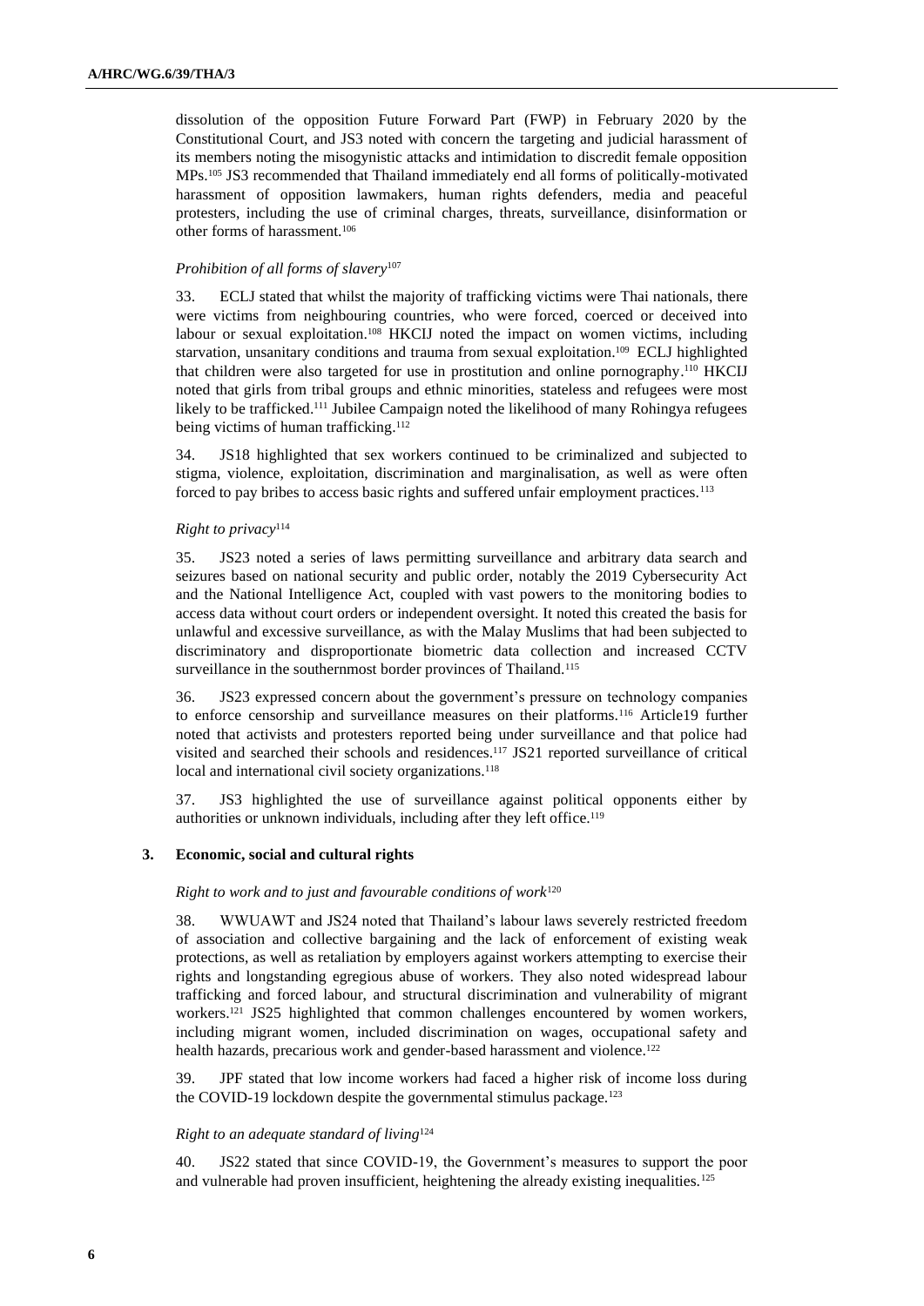dissolution of the opposition Future Forward Part (FWP) in February 2020 by the Constitutional Court, and JS3 noted with concern the targeting and judicial harassment of its members noting the misogynistic attacks and intimidation to discredit female opposition MPs.[105] JS3 recommended that Thailand immediately end all forms of politically-motivated harassment of opposition lawmakers, human rights defenders, media and peaceful protesters, including the use of criminal charges, threats, surveillance, disinformation or other forms of harassment.[106]

*Prohibition of all forms of slavery*[107]

33. ECLJ stated that whilst the majority of trafficking victims were Thai nationals, there were victims from neighbouring countries, who were forced, coerced or deceived into labour or sexual exploitation.[108] HKCIJ noted the impact on women victims, including starvation, unsanitary conditions and trauma from sexual exploitation.[109] ECLJ highlighted that children were also targeted for use in prostitution and online pornography.[110] HKCIJ noted that girls from tribal groups and ethnic minorities, stateless and refugees were most likely to be trafficked.[111] Jubilee Campaign noted the likelihood of many Rohingya refugees being victims of human trafficking.[112]

34. JS18 highlighted that sex workers continued to be criminalized and subjected to stigma, violence, exploitation, discrimination and marginalisation, as well as were often forced to pay bribes to access basic rights and suffered unfair employment practices.[113]

*Right to privacy*[114]

35. JS23 noted a series of laws permitting surveillance and arbitrary data search and seizures based on national security and public order, notably the 2019 Cybersecurity Act and the National Intelligence Act, coupled with vast powers to the monitoring bodies to access data without court orders or independent oversight. It noted this created the basis for unlawful and excessive surveillance, as with the Malay Muslims that had been subjected to discriminatory and disproportionate biometric data collection and increased CCTV surveillance in the southernmost border provinces of Thailand.[115]

36. JS23 expressed concern about the government's pressure on technology companies to enforce censorship and surveillance measures on their platforms.[116] Article19 further noted that activists and protesters reported being under surveillance and that police had visited and searched their schools and residences.[117] JS21 reported surveillance of critical local and international civil society organizations.[118]

37. JS3 highlighted the use of surveillance against political opponents either by authorities or unknown individuals, including after they left office.[119]

### 3. Economic, social and cultural rights

*Right to work and to just and favourable conditions of work*[120]

38. WWUAWT and JS24 noted that Thailand's labour laws severely restricted freedom of association and collective bargaining and the lack of enforcement of existing weak protections, as well as retaliation by employers against workers attempting to exercise their rights and longstanding egregious abuse of workers. They also noted widespread labour trafficking and forced labour, and structural discrimination and vulnerability of migrant workers.[121] JS25 highlighted that common challenges encountered by women workers, including migrant women, included discrimination on wages, occupational safety and health hazards, precarious work and gender-based harassment and violence.[122]

39. JPF stated that low income workers had faced a higher risk of income loss during the COVID-19 lockdown despite the governmental stimulus package.[123]

*Right to an adequate standard of living*[124]

40. JS22 stated that since COVID-19, the Government's measures to support the poor and vulnerable had proven insufficient, heightening the already existing inequalities.[125]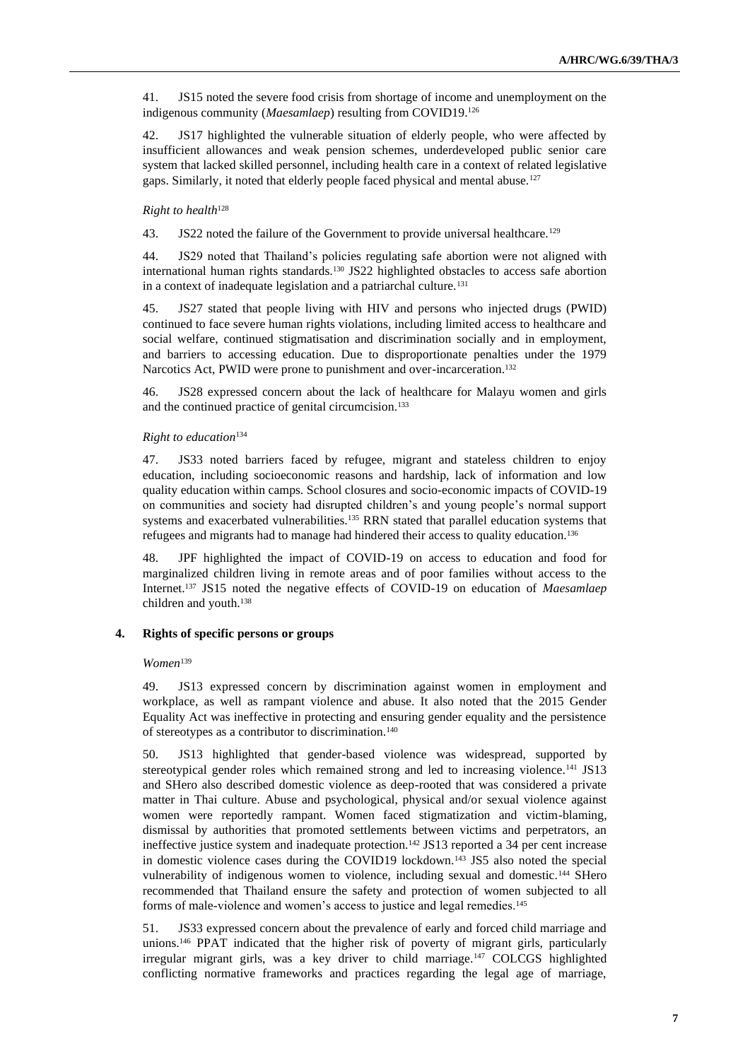41. JS15 noted the severe food crisis from shortage of income and unemployment on the indigenous community (*Maesamlaep*) resulting from COVID19.[126]

42. JS17 highlighted the vulnerable situation of elderly people, who were affected by insufficient allowances and weak pension schemes, underdeveloped public senior care system that lacked skilled personnel, including health care in a context of related legislative gaps. Similarly, it noted that elderly people faced physical and mental abuse.[127]

*Right to health*[128]

43. JS22 noted the failure of the Government to provide universal healthcare.[129]

44. JS29 noted that Thailand's policies regulating safe abortion were not aligned with international human rights standards.[130] JS22 highlighted obstacles to access safe abortion in a context of inadequate legislation and a patriarchal culture.[131]

45. JS27 stated that people living with HIV and persons who injected drugs (PWID) continued to face severe human rights violations, including limited access to healthcare and social welfare, continued stigmatisation and discrimination socially and in employment, and barriers to accessing education. Due to disproportionate penalties under the 1979 Narcotics Act, PWID were prone to punishment and over-incarceration.[132]

46. JS28 expressed concern about the lack of healthcare for Malayu women and girls and the continued practice of genital circumcision.[133]

*Right to education*[134]

47. JS33 noted barriers faced by refugee, migrant and stateless children to enjoy education, including socioeconomic reasons and hardship, lack of information and low quality education within camps. School closures and socio-economic impacts of COVID-19 on communities and society had disrupted children's and young people's normal support systems and exacerbated vulnerabilities.[135] RRN stated that parallel education systems that refugees and migrants had to manage had hindered their access to quality education.[136]

48. JPF highlighted the impact of COVID-19 on access to education and food for marginalized children living in remote areas and of poor families without access to the Internet.[137] JS15 noted the negative effects of COVID-19 on education of *Maesamlaep* children and youth.[138]

#### 4. Rights of specific persons or groups

*Women*[139]

49. JS13 expressed concern by discrimination against women in employment and workplace, as well as rampant violence and abuse. It also noted that the 2015 Gender Equality Act was ineffective in protecting and ensuring gender equality and the persistence of stereotypes as a contributor to discrimination.[140]

50. JS13 highlighted that gender-based violence was widespread, supported by stereotypical gender roles which remained strong and led to increasing violence.[141] JS13 and SHero also described domestic violence as deep-rooted that was considered a private matter in Thai culture. Abuse and psychological, physical and/or sexual violence against women were reportedly rampant. Women faced stigmatization and victim-blaming, dismissal by authorities that promoted settlements between victims and perpetrators, an ineffective justice system and inadequate protection.[142] JS13 reported a 34 per cent increase in domestic violence cases during the COVID19 lockdown.[143] JS5 also noted the special vulnerability of indigenous women to violence, including sexual and domestic.[144] SHero recommended that Thailand ensure the safety and protection of women subjected to all forms of male-violence and women's access to justice and legal remedies.[145]

51. JS33 expressed concern about the prevalence of early and forced child marriage and unions.[146] PPAT indicated that the higher risk of poverty of migrant girls, particularly irregular migrant girls, was a key driver to child marriage.[147] COLCGS highlighted conflicting normative frameworks and practices regarding the legal age of marriage,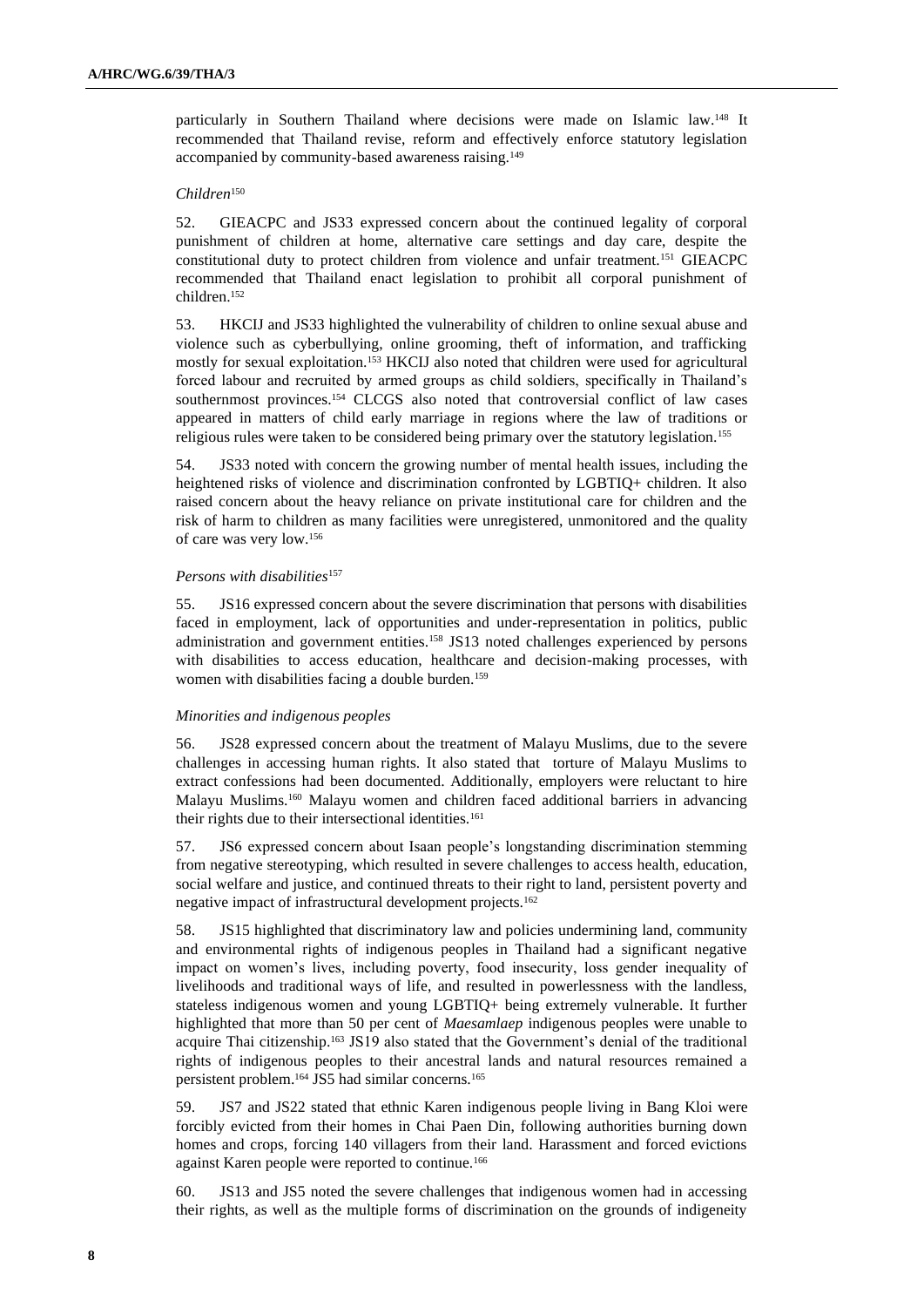particularly in Southern Thailand where decisions were made on Islamic law.[148] It recommended that Thailand revise, reform and effectively enforce statutory legislation accompanied by community-based awareness raising.[149]

*Children*[150]

52. GIEACPC and JS33 expressed concern about the continued legality of corporal punishment of children at home, alternative care settings and day care, despite the constitutional duty to protect children from violence and unfair treatment.[151] GIEACPC recommended that Thailand enact legislation to prohibit all corporal punishment of children.[152]

53. HKCIJ and JS33 highlighted the vulnerability of children to online sexual abuse and violence such as cyberbullying, online grooming, theft of information, and trafficking mostly for sexual exploitation.[153] HKCIJ also noted that children were used for agricultural forced labour and recruited by armed groups as child soldiers, specifically in Thailand's southernmost provinces.[154] CLCGS also noted that controversial conflict of law cases appeared in matters of child early marriage in regions where the law of traditions or religious rules were taken to be considered being primary over the statutory legislation.[155]

54. JS33 noted with concern the growing number of mental health issues, including the heightened risks of violence and discrimination confronted by LGBTIQ+ children. It also raised concern about the heavy reliance on private institutional care for children and the risk of harm to children as many facilities were unregistered, unmonitored and the quality of care was very low.[156]

*Persons with disabilities*[157]

55. JS16 expressed concern about the severe discrimination that persons with disabilities faced in employment, lack of opportunities and under-representation in politics, public administration and government entities.[158] JS13 noted challenges experienced by persons with disabilities to access education, healthcare and decision-making processes, with women with disabilities facing a double burden.[159]

*Minorities and indigenous peoples*

56. JS28 expressed concern about the treatment of Malayu Muslims, due to the severe challenges in accessing human rights. It also stated that torture of Malayu Muslims to extract confessions had been documented. Additionally, employers were reluctant to hire Malayu Muslims.[160] Malayu women and children faced additional barriers in advancing their rights due to their intersectional identities.[161]

57. JS6 expressed concern about Isaan people's longstanding discrimination stemming from negative stereotyping, which resulted in severe challenges to access health, education, social welfare and justice, and continued threats to their right to land, persistent poverty and negative impact of infrastructural development projects.[162]

58. JS15 highlighted that discriminatory law and policies undermining land, community and environmental rights of indigenous peoples in Thailand had a significant negative impact on women's lives, including poverty, food insecurity, loss gender inequality of livelihoods and traditional ways of life, and resulted in powerlessness with the landless, stateless indigenous women and young LGBTIQ+ being extremely vulnerable. It further highlighted that more than 50 per cent of *Maesamlaep* indigenous peoples were unable to acquire Thai citizenship.[163] JS19 also stated that the Government's denial of the traditional rights of indigenous peoples to their ancestral lands and natural resources remained a persistent problem.[164] JS5 had similar concerns.[165]

59. JS7 and JS22 stated that ethnic Karen indigenous people living in Bang Kloi were forcibly evicted from their homes in Chai Paen Din, following authorities burning down homes and crops, forcing 140 villagers from their land. Harassment and forced evictions against Karen people were reported to continue.[166]

60. JS13 and JS5 noted the severe challenges that indigenous women had in accessing their rights, as well as the multiple forms of discrimination on the grounds of indigeneity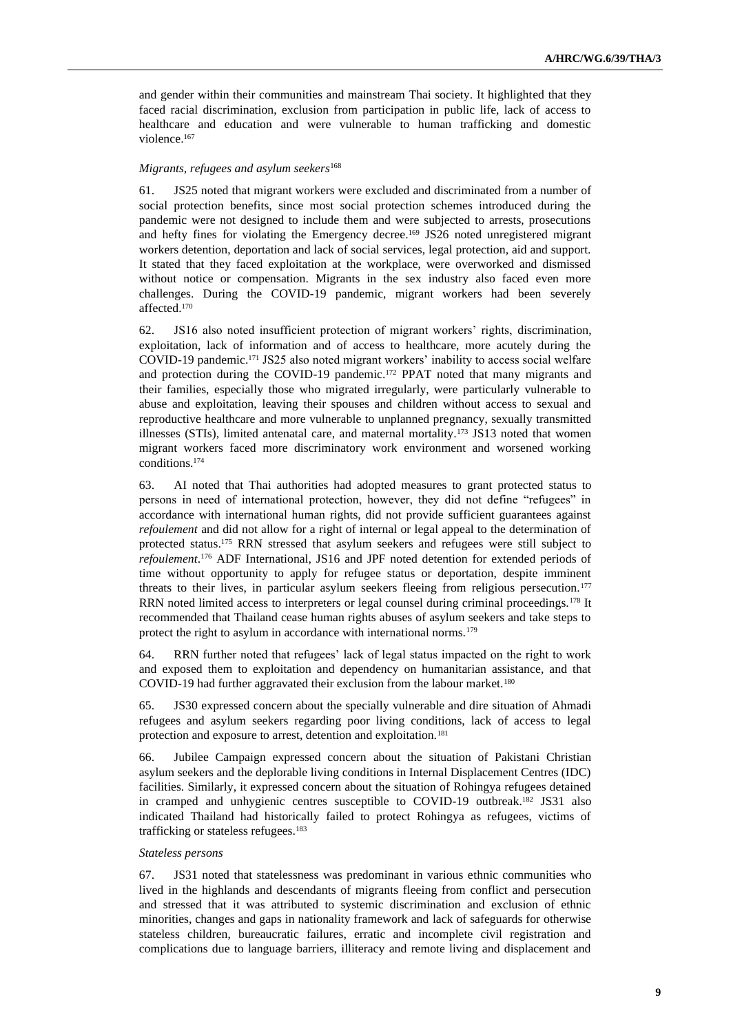and gender within their communities and mainstream Thai society. It highlighted that they faced racial discrimination, exclusion from participation in public life, lack of access to healthcare and education and were vulnerable to human trafficking and domestic violence.[167]

*Migrants, refugees and asylum seekers*[168]

61. JS25 noted that migrant workers were excluded and discriminated from a number of social protection benefits, since most social protection schemes introduced during the pandemic were not designed to include them and were subjected to arrests, prosecutions and hefty fines for violating the Emergency decree.[169] JS26 noted unregistered migrant workers detention, deportation and lack of social services, legal protection, aid and support. It stated that they faced exploitation at the workplace, were overworked and dismissed without notice or compensation. Migrants in the sex industry also faced even more challenges. During the COVID-19 pandemic, migrant workers had been severely affected.[170]

62. JS16 also noted insufficient protection of migrant workers' rights, discrimination, exploitation, lack of information and of access to healthcare, more acutely during the COVID-19 pandemic.[171] JS25 also noted migrant workers' inability to access social welfare and protection during the COVID-19 pandemic.[172] PPAT noted that many migrants and their families, especially those who migrated irregularly, were particularly vulnerable to abuse and exploitation, leaving their spouses and children without access to sexual and reproductive healthcare and more vulnerable to unplanned pregnancy, sexually transmitted illnesses (STIs), limited antenatal care, and maternal mortality.[173] JS13 noted that women migrant workers faced more discriminatory work environment and worsened working conditions.[174]

63. AI noted that Thai authorities had adopted measures to grant protected status to persons in need of international protection, however, they did not define "refugees" in accordance with international human rights, did not provide sufficient guarantees against *refoulement* and did not allow for a right of internal or legal appeal to the determination of protected status.[175] RRN stressed that asylum seekers and refugees were still subject to *refoulement*.[176] ADF International, JS16 and JPF noted detention for extended periods of time without opportunity to apply for refugee status or deportation, despite imminent threats to their lives, in particular asylum seekers fleeing from religious persecution.[177] RRN noted limited access to interpreters or legal counsel during criminal proceedings.[178] It recommended that Thailand cease human rights abuses of asylum seekers and take steps to protect the right to asylum in accordance with international norms.[179]

64. RRN further noted that refugees' lack of legal status impacted on the right to work and exposed them to exploitation and dependency on humanitarian assistance, and that COVID-19 had further aggravated their exclusion from the labour market.[180]

65. JS30 expressed concern about the specially vulnerable and dire situation of Ahmadi refugees and asylum seekers regarding poor living conditions, lack of access to legal protection and exposure to arrest, detention and exploitation.[181]

66. Jubilee Campaign expressed concern about the situation of Pakistani Christian asylum seekers and the deplorable living conditions in Internal Displacement Centres (IDC) facilities. Similarly, it expressed concern about the situation of Rohingya refugees detained in cramped and unhygienic centres susceptible to COVID-19 outbreak.[182] JS31 also indicated Thailand had historically failed to protect Rohingya as refugees, victims of trafficking or stateless refugees.[183]

*Stateless persons*

67. JS31 noted that statelessness was predominant in various ethnic communities who lived in the highlands and descendants of migrants fleeing from conflict and persecution and stressed that it was attributed to systemic discrimination and exclusion of ethnic minorities, changes and gaps in nationality framework and lack of safeguards for otherwise stateless children, bureaucratic failures, erratic and incomplete civil registration and complications due to language barriers, illiteracy and remote living and displacement and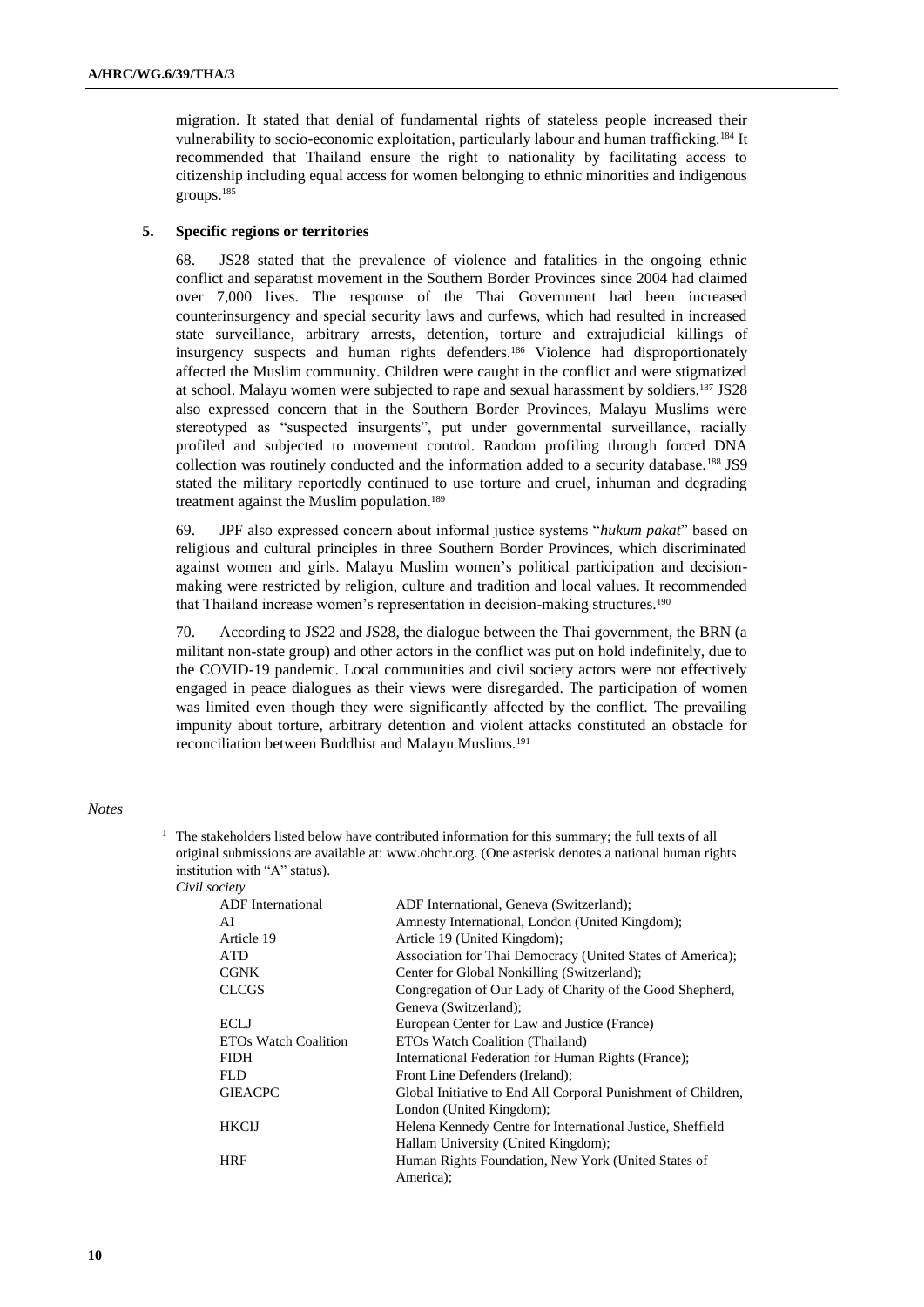migration. It stated that denial of fundamental rights of stateless people increased their vulnerability to socio-economic exploitation, particularly labour and human trafficking.[184] It recommended that Thailand ensure the right to nationality by facilitating access to citizenship including equal access for women belonging to ethnic minorities and indigenous groups.[185]

### 5. Specific regions or territories

68. JS28 stated that the prevalence of violence and fatalities in the ongoing ethnic conflict and separatist movement in the Southern Border Provinces since 2004 had claimed over 7,000 lives. The response of the Thai Government had been increased counterinsurgency and special security laws and curfews, which had resulted in increased state surveillance, arbitrary arrests, detention, torture and extrajudicial killings of insurgency suspects and human rights defenders.[186] Violence had disproportionately affected the Muslim community. Children were caught in the conflict and were stigmatized at school. Malayu women were subjected to rape and sexual harassment by soldiers.[187] JS28 also expressed concern that in the Southern Border Provinces, Malayu Muslims were stereotyped as "suspected insurgents", put under governmental surveillance, racially profiled and subjected to movement control. Random profiling through forced DNA collection was routinely conducted and the information added to a security database.[188] JS9 stated the military reportedly continued to use torture and cruel, inhuman and degrading treatment against the Muslim population.[189]

69. JPF also expressed concern about informal justice systems "*hukum pakat*" based on religious and cultural principles in three Southern Border Provinces, which discriminated against women and girls. Malayu Muslim women's political participation and decision-making were restricted by religion, culture and tradition and local values. It recommended that Thailand increase women's representation in decision-making structures.[190]

70. According to JS22 and JS28, the dialogue between the Thai government, the BRN (a militant non-state group) and other actors in the conflict was put on hold indefinitely, due to the COVID-19 pandemic. Local communities and civil society actors were not effectively engaged in peace dialogues as their views were disregarded. The participation of women was limited even though they were significantly affected by the conflict. The prevailing impunity about torture, arbitrary detention and violent attacks constituted an obstacle for reconciliation between Buddhist and Malayu Muslims.[191]

*Notes*

[1] The stakeholders listed below have contributed information for this summary; the full texts of all original submissions are available at: www.ohchr.org. (One asterisk denotes a national human rights institution with "A" status).

*Civil society*

| | |
|---|---|
| ADF International | ADF International, Geneva (Switzerland); |
| AI | Amnesty International, London (United Kingdom); |
| Article 19 | Article 19 (United Kingdom); |
| ATD | Association for Thai Democracy (United States of America); |
| CGNK | Center for Global Nonkilling (Switzerland); |
| CLCGS | Congregation of Our Lady of Charity of the Good Shepherd, Geneva (Switzerland); |
| ECLJ | European Center for Law and Justice (France) |
| ETOs Watch Coalition | ETOs Watch Coalition (Thailand) |
| FIDH | International Federation for Human Rights (France); |
| FLD | Front Line Defenders (Ireland); |
| GIEACPC | Global Initiative to End All Corporal Punishment of Children, London (United Kingdom); |
| HKCIJ | Helena Kennedy Centre for International Justice, Sheffield Hallam University (United Kingdom); |
| HRF | Human Rights Foundation, New York (United States of America); |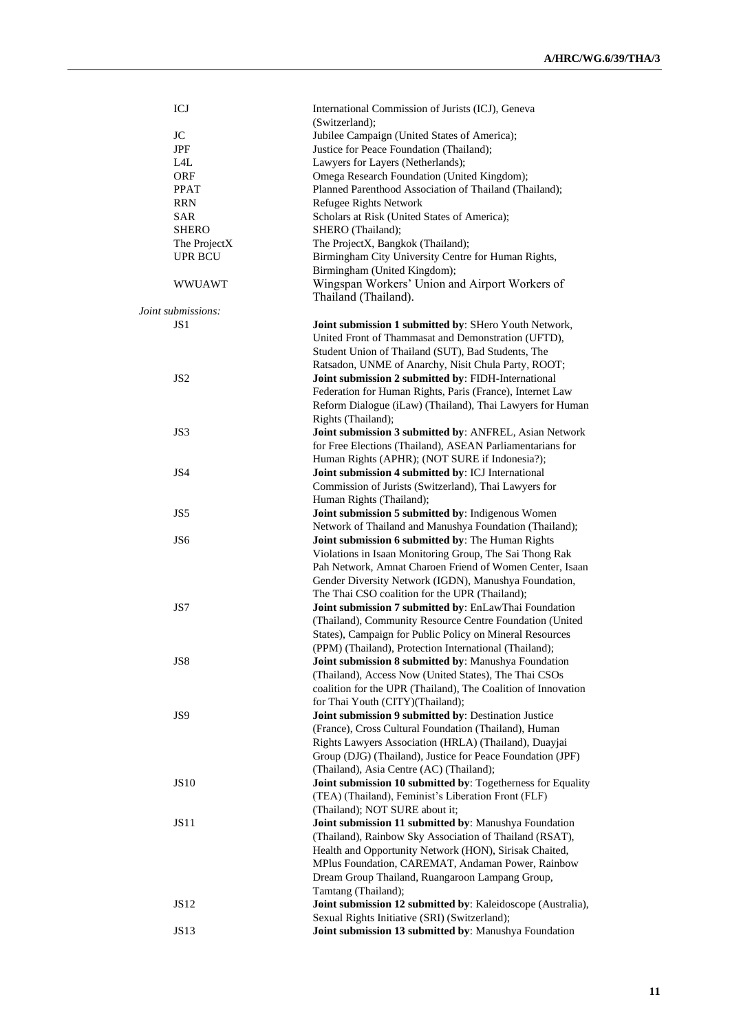| | |
|---|---|
| ICJ | International Commission of Jurists (ICJ), Geneva (Switzerland); |
| JC | Jubilee Campaign (United States of America); |
| JPF | Justice for Peace Foundation (Thailand); |
| L4L | Lawyers for Layers (Netherlands); |
| ORF | Omega Research Foundation (United Kingdom); |
| PPAT | Planned Parenthood Association of Thailand (Thailand); |
| RRN | Refugee Rights Network |
| SAR | Scholars at Risk (United States of America); |
| SHERO | SHERO (Thailand); |
| The ProjectX | The ProjectX, Bangkok (Thailand); |
| UPR BCU | Birmingham City University Centre for Human Rights, Birmingham (United Kingdom); |
| WWUAWT | Wingspan Workers' Union and Airport Workers of Thailand (Thailand). |

*Joint submissions:*

| | |
|---|---|
| JS1 | **Joint submission 1 submitted by**: SHero Youth Network, United Front of Thammasat and Demonstration (UFTD), Student Union of Thailand (SUT), Bad Students, The Ratsadon, UNME of Anarchy, Nisit Chula Party, ROOT; |
| JS2 | **Joint submission 2 submitted by**: FIDH-International Federation for Human Rights, Paris (France), Internet Law Reform Dialogue (iLaw) (Thailand), Thai Lawyers for Human Rights (Thailand); |
| JS3 | **Joint submission 3 submitted by**: ANFREL, Asian Network for Free Elections (Thailand), ASEAN Parliamentarians for Human Rights (APHR); (NOT SURE if Indonesia?); |
| JS4 | **Joint submission 4 submitted by**: ICJ International Commission of Jurists (Switzerland), Thai Lawyers for Human Rights (Thailand); |
| JS5 | **Joint submission 5 submitted by**: Indigenous Women Network of Thailand and Manushya Foundation (Thailand); |
| JS6 | **Joint submission 6 submitted by**: The Human Rights Violations in Isaan Monitoring Group, The Sai Thong Rak Pah Network, Amnat Charoen Friend of Women Center, Isaan Gender Diversity Network (IGDN), Manushya Foundation, The Thai CSO coalition for the UPR (Thailand); |
| JS7 | **Joint submission 7 submitted by**: EnLawThai Foundation (Thailand), Community Resource Centre Foundation (United States), Campaign for Public Policy on Mineral Resources (PPM) (Thailand), Protection International (Thailand); |
| JS8 | **Joint submission 8 submitted by**: Manushya Foundation (Thailand), Access Now (United States), The Thai CSOs coalition for the UPR (Thailand), The Coalition of Innovation for Thai Youth (CITY)(Thailand); |
| JS9 | **Joint submission 9 submitted by**: Destination Justice (France), Cross Cultural Foundation (Thailand), Human Rights Lawyers Association (HRLA) (Thailand), Duayjai Group (DJG) (Thailand), Justice for Peace Foundation (JPF) (Thailand), Asia Centre (AC) (Thailand); |
| JS10 | **Joint submission 10 submitted by**: Togetherness for Equality (TEA) (Thailand), Feminist's Liberation Front (FLF) (Thailand); NOT SURE about it; |
| JS11 | **Joint submission 11 submitted by**: Manushya Foundation (Thailand), Rainbow Sky Association of Thailand (RSAT), Health and Opportunity Network (HON), Sirisak Chaited, MPlus Foundation, CAREMAT, Andaman Power, Rainbow Dream Group Thailand, Ruangaroon Lampang Group, Tamtang (Thailand); |
| JS12 | **Joint submission 12 submitted by**: Kaleidoscope (Australia), Sexual Rights Initiative (SRI) (Switzerland); |
| JS13 | **Joint submission 13 submitted by**: Manushya Foundation |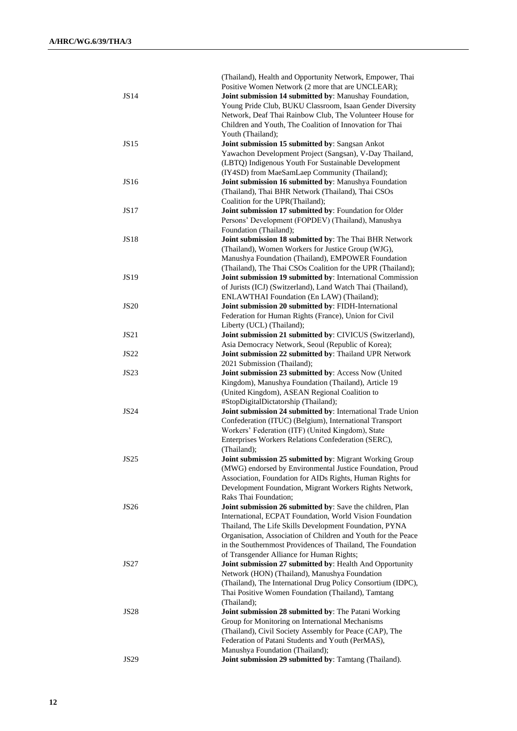| | |
|---|---|
| | (Thailand), Health and Opportunity Network, Empower, Thai Positive Women Network (2 more that are UNCLEAR); |
| JS14 | **Joint submission 14 submitted by**: Manushay Foundation, Young Pride Club, BUKU Classroom, Isaan Gender Diversity Network, Deaf Thai Rainbow Club, The Volunteer House for Children and Youth, The Coalition of Innovation for Thai Youth (Thailand); |
| JS15 | **Joint submission 15 submitted by**: Sangsan Ankot Yawachon Development Project (Sangsan), V-Day Thailand, (LBTQ) Indigenous Youth For Sustainable Development (IY4SD) from MaeSamLaep Community (Thailand); |
| JS16 | **Joint submission 16 submitted by**: Manushya Foundation (Thailand), Thai BHR Network (Thailand), Thai CSOs Coalition for the UPR(Thailand); |
| JS17 | **Joint submission 17 submitted by**: Foundation for Older Persons' Development (FOPDEV) (Thailand), Manushya Foundation (Thailand); |
| JS18 | **Joint submission 18 submitted by**: The Thai BHR Network (Thailand), Women Workers for Justice Group (WJG), Manushya Foundation (Thailand), EMPOWER Foundation (Thailand), The Thai CSOs Coalition for the UPR (Thailand); |
| JS19 | **Joint submission 19 submitted by**: International Commission of Jurists (ICJ) (Switzerland), Land Watch Thai (Thailand), ENLAWTHAI Foundation (En LAW) (Thailand); |
| JS20 | **Joint submission 20 submitted by**: FIDH-International Federation for Human Rights (France), Union for Civil Liberty (UCL) (Thailand); |
| JS21 | **Joint submission 21 submitted by**: CIVICUS (Switzerland), Asia Democracy Network, Seoul (Republic of Korea); |
| JS22 | **Joint submission 22 submitted by**: Thailand UPR Network 2021 Submission (Thailand); |
| JS23 | **Joint submission 23 submitted by**: Access Now (United Kingdom), Manushya Foundation (Thailand), Article 19 (United Kingdom), ASEAN Regional Coalition to #StopDigitalDictatorship (Thailand); |
| JS24 | **Joint submission 24 submitted by**: International Trade Union Confederation (ITUC) (Belgium), International Transport Workers' Federation (ITF) (United Kingdom), State Enterprises Workers Relations Confederation (SERC), (Thailand); |
| JS25 | **Joint submission 25 submitted by**: Migrant Working Group (MWG) endorsed by Environmental Justice Foundation, Proud Association, Foundation for AIDs Rights, Human Rights for Development Foundation, Migrant Workers Rights Network, Raks Thai Foundation; |
| JS26 | **Joint submission 26 submitted by**: Save the children, Plan International, ECPAT Foundation, World Vision Foundation Thailand, The Life Skills Development Foundation, PYNA Organisation, Association of Children and Youth for the Peace in the Southernmost Providences of Thailand, The Foundation of Transgender Alliance for Human Rights; |
| JS27 | **Joint submission 27 submitted by**: Health And Opportunity Network (HON) (Thailand), Manushya Foundation (Thailand), The International Drug Policy Consortium (IDPC), Thai Positive Women Foundation (Thailand), Tamtang (Thailand); |
| JS28 | **Joint submission 28 submitted by**: The Patani Working Group for Monitoring on International Mechanisms (Thailand), Civil Society Assembly for Peace (CAP), The Federation of Patani Students and Youth (PerMAS), Manushya Foundation (Thailand); |
| JS29 | **Joint submission 29 submitted by**: Tamtang (Thailand). |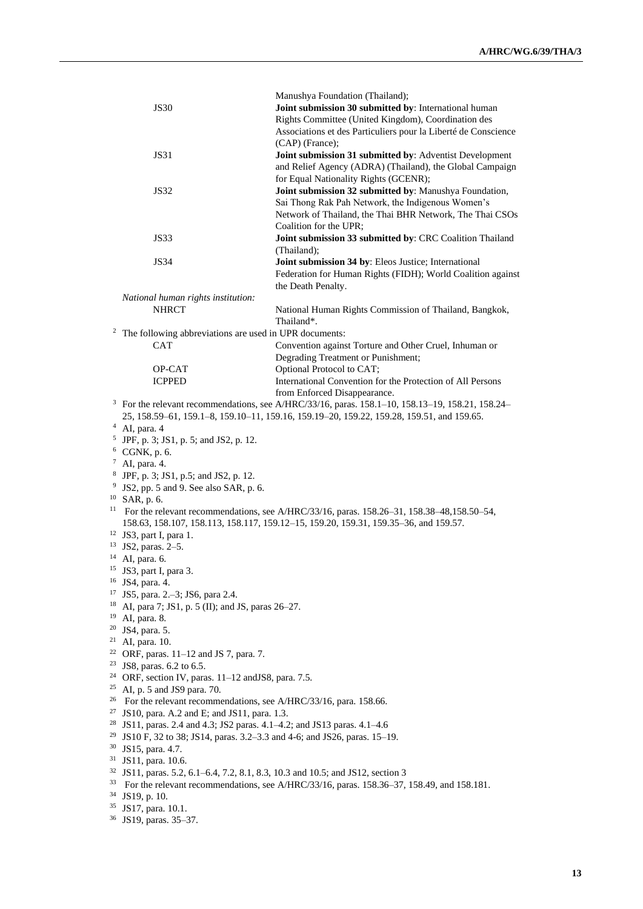| | |
|---|---|
| | Manushya Foundation (Thailand); |
| JS30 | **Joint submission 30 submitted by**: International human Rights Committee (United Kingdom), Coordination des Associations et des Particuliers pour la Liberté de Conscience (CAP) (France); |
| JS31 | **Joint submission 31 submitted by**: Adventist Development and Relief Agency (ADRA) (Thailand), the Global Campaign for Equal Nationality Rights (GCENR); |
| JS32 | **Joint submission 32 submitted by**: Manushya Foundation, Sai Thong Rak Pah Network, the Indigenous Women's Network of Thailand, the Thai BHR Network, The Thai CSOs Coalition for the UPR; |
| JS33 | **Joint submission 33 submitted by**: CRC Coalition Thailand (Thailand); |
| JS34 | **Joint submission 34 by**: Eleos Justice; International Federation for Human Rights (FIDH); World Coalition against the Death Penalty. |

*National human rights institution:*

| | |
|---|---|
| NHRCT | National Human Rights Commission of Thailand, Bangkok, Thailand*. |

[2] The following abbreviations are used in UPR documents:

| | |
|---|---|
| CAT | Convention against Torture and Other Cruel, Inhuman or Degrading Treatment or Punishment; |
| OP-CAT | Optional Protocol to CAT; |
| ICPPED | International Convention for the Protection of All Persons from Enforced Disappearance. |

[3] For the relevant recommendations, see A/HRC/33/16, paras. 158.1–10, 158.13–19, 158.21, 158.24–25, 158.59–61, 159.1–8, 159.10–11, 159.16, 159.19–20, 159.22, 159.28, 159.51, and 159.65.

[4] AI, para. 4

[5] JPF, p. 3; JS1, p. 5; and JS2, p. 12.

[6] CGNK, p. 6.

[7] AI, para. 4.

[8] JPF, p. 3; JS1, p.5; and JS2, p. 12.

[9] JS2, pp. 5 and 9. See also SAR, p. 6.

[10] SAR, p. 6.

[11] For the relevant recommendations, see A/HRC/33/16, paras. 158.26–31, 158.38–48,158.50–54, 158.63, 158.107, 158.113, 158.117, 159.12–15, 159.20, 159.31, 159.35–36, and 159.57.

[12] JS3, part I, para 1.

[13] JS2, paras. 2–5.

[14] AI, para. 6.

[15] JS3, part I, para 3.

[16] JS4, para. 4.

[17] JS5, para. 2.–3; JS6, para 2.4.

[18] AI, para 7; JS1, p. 5 (II); and JS, paras 26–27.

[19] AI, para. 8.

[20] JS4, para. 5.

[21] AI, para. 10.

[22] ORF, paras. 11–12 and JS 7, para. 7.

[23] JS8, paras. 6.2 to 6.5.

[24] ORF, section IV, paras. 11–12 andJS8, para. 7.5.

[25] AI, p. 5 and JS9 para. 70.

[26] For the relevant recommendations, see A/HRC/33/16, para. 158.66.

[27] JS10, para. A.2 and E; and JS11, para. 1.3.

[28] JS11, paras. 2.4 and 4.3; JS2 paras. 4.1–4.2; and JS13 paras. 4.1–4.6

[29] JS10 F, 32 to 38; JS14, paras. 3.2–3.3 and 4-6; and JS26, paras. 15–19.

[30] JS15, para. 4.7.

[31] JS11, para. 10.6.

[32] JS11, paras. 5.2, 6.1–6.4, 7.2, 8.1, 8.3, 10.3 and 10.5; and JS12, section 3

[33] For the relevant recommendations, see A/HRC/33/16, paras. 158.36–37, 158.49, and 158.181.

[34] JS19, p. 10.

[35] JS17, para. 10.1.

[36] JS19, paras. 35–37.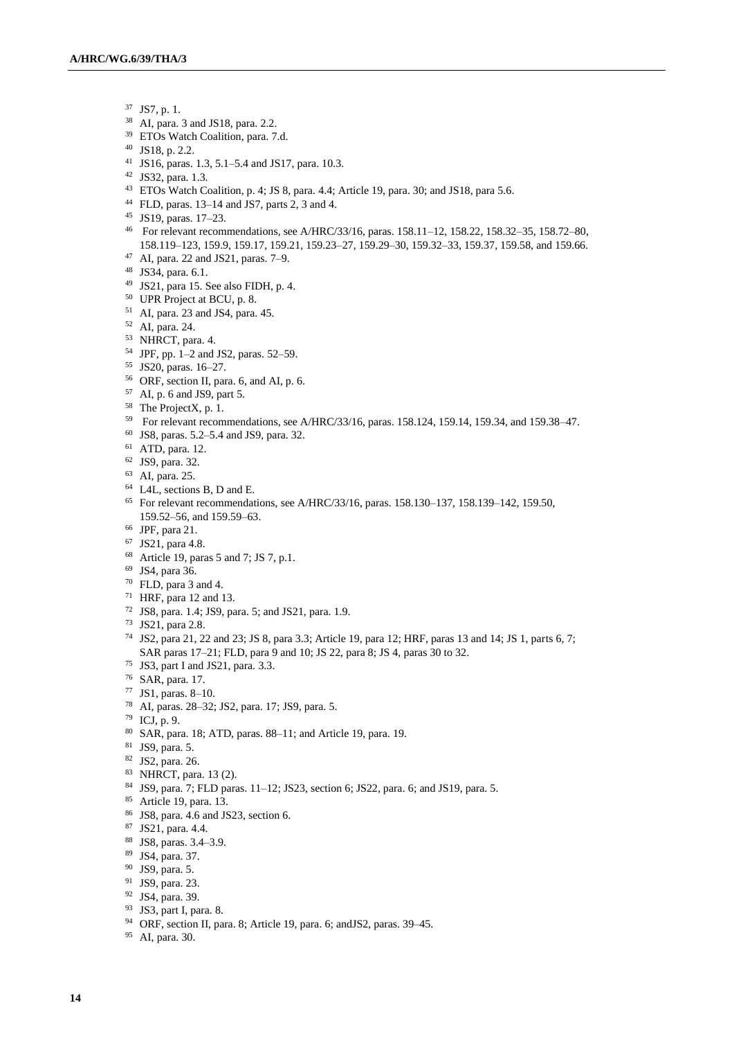[37] JS7, p. 1.

[38] AI, para. 3 and JS18, para. 2.2.

[39] ETOs Watch Coalition, para. 7.d.

[40] JS18, p. 2.2.

[41] JS16, paras. 1.3, 5.1–5.4 and JS17, para. 10.3.

[42] JS32, para. 1.3.

[43] ETOs Watch Coalition, p. 4; JS 8, para. 4.4; Article 19, para. 30; and JS18, para 5.6.

[44] FLD, paras. 13–14 and JS7, parts 2, 3 and 4.

[45] JS19, paras. 17–23.

[46] For relevant recommendations, see A/HRC/33/16, paras. 158.11–12, 158.22, 158.32–35, 158.72–80, 158.119–123, 159.9, 159.17, 159.21, 159.23–27, 159.29–30, 159.32–33, 159.37, 159.58, and 159.66.

[47] AI, para. 22 and JS21, paras. 7–9.

[48] JS34, para. 6.1.

[49] JS21, para 15. See also FIDH, p. 4.

[50] UPR Project at BCU, p. 8.

[51] AI, para. 23 and JS4, para. 45.

[52] AI, para. 24.

[53] NHRCT, para. 4.

[54] JPF, pp. 1–2 and JS2, paras. 52–59.

[55] JS20, paras. 16–27.

[56] ORF, section II, para. 6, and AI, p. 6.

[57] AI, p. 6 and JS9, part 5.

[58] The ProjectX, p. 1.

[59] For relevant recommendations, see A/HRC/33/16, paras. 158.124, 159.14, 159.34, and 159.38–47.

[60] JS8, paras. 5.2–5.4 and JS9, para. 32.

[61] ATD, para. 12.

[62] JS9, para. 32.

[63] AI, para. 25.

[64] L4L, sections B, D and E.

[65] For relevant recommendations, see A/HRC/33/16, paras. 158.130–137, 158.139–142, 159.50, 159.52–56, and 159.59–63.

[66] JPF, para 21.

[67] JS21, para 4.8.

[68] Article 19, paras 5 and 7; JS 7, p.1.

[69] JS4, para 36.

[70] FLD, para 3 and 4.

[71] HRF, para 12 and 13.

[72] JS8, para. 1.4; JS9, para. 5; and JS21, para. 1.9.

[73] JS21, para 2.8.

[74] JS2, para 21, 22 and 23; JS 8, para 3.3; Article 19, para 12; HRF, paras 13 and 14; JS 1, parts 6, 7; SAR paras 17–21; FLD, para 9 and 10; JS 22, para 8; JS 4, paras 30 to 32.

[75] JS3, part I and JS21, para. 3.3.

[76] SAR, para. 17.

[77] JS1, paras. 8–10.

[78] AI, paras. 28–32; JS2, para. 17; JS9, para. 5.

[79] ICJ, p. 9.

[80] SAR, para. 18; ATD, paras. 88–11; and Article 19, para. 19.

[81] JS9, para. 5.

[82] JS2, para. 26.

[83] NHRCT, para. 13 (2).

[84] JS9, para. 7; FLD paras. 11–12; JS23, section 6; JS22, para. 6; and JS19, para. 5.

[85] Article 19, para. 13.

[86] JS8, para. 4.6 and JS23, section 6.

[87] JS21, para. 4.4.

[88] JS8, paras. 3.4–3.9.

[89] JS4, para. 37.

[90] JS9, para. 5.

[91] JS9, para. 23.

[92] JS4, para. 39.

[93] JS3, part I, para. 8.

[94] ORF, section II, para. 8; Article 19, para. 6; andJS2, paras. 39–45.

[95] AI, para. 30.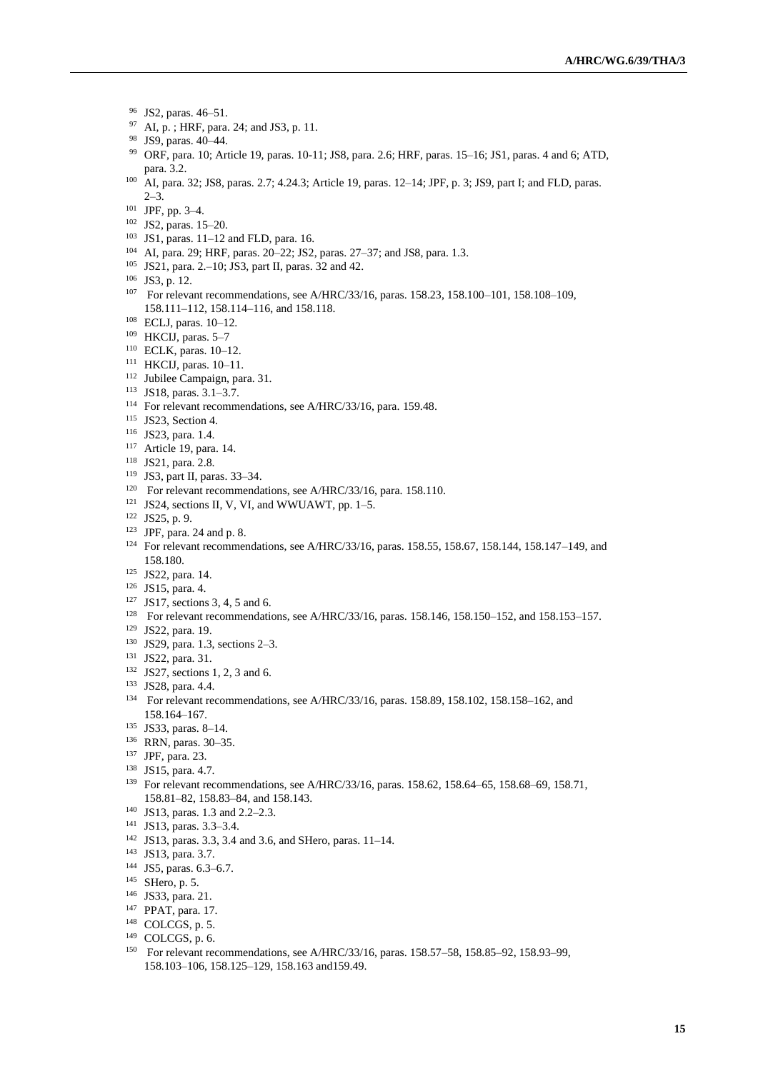[96] JS2, paras. 46–51.

[97] AI, p. ; HRF, para. 24; and JS3, p. 11.

[98] JS9, paras. 40–44.

[99] ORF, para. 10; Article 19, paras. 10-11; JS8, para. 2.6; HRF, paras. 15–16; JS1, paras. 4 and 6; ATD, para. 3.2.

[100] AI, para. 32; JS8, paras. 2.7; 4.24.3; Article 19, paras. 12–14; JPF, p. 3; JS9, part I; and FLD, paras. 2–3.

[101] JPF, pp. 3–4.

[102] JS2, paras. 15–20.

[103] JS1, paras. 11–12 and FLD, para. 16.

[104] AI, para. 29; HRF, paras. 20–22; JS2, paras. 27–37; and JS8, para. 1.3.

[105] JS21, para. 2.–10; JS3, part II, paras. 32 and 42.

[106] JS3, p. 12.

[107] For relevant recommendations, see A/HRC/33/16, paras. 158.23, 158.100–101, 158.108–109, 158.111–112, 158.114–116, and 158.118.

[108] ECLJ, paras. 10–12.

[109] HKCIJ, paras. 5–7

[110] ECLK, paras. 10–12.

[111] HKCIJ, paras. 10–11.

[112] Jubilee Campaign, para. 31.

[113] JS18, paras. 3.1–3.7.

[114] For relevant recommendations, see A/HRC/33/16, para. 159.48.

[115] JS23, Section 4.

[116] JS23, para. 1.4.

[117] Article 19, para. 14.

[118] JS21, para. 2.8.

[119] JS3, part II, paras. 33–34.

[120] For relevant recommendations, see A/HRC/33/16, para. 158.110.

[121] JS24, sections II, V, VI, and WWUAWT, pp. 1–5.

[122] JS25, p. 9.

[123] JPF, para. 24 and p. 8.

[124] For relevant recommendations, see A/HRC/33/16, paras. 158.55, 158.67, 158.144, 158.147–149, and 158.180.

[125] JS22, para. 14.

[126] JS15, para. 4.

[127] JS17, sections 3, 4, 5 and 6.

[128] For relevant recommendations, see A/HRC/33/16, paras. 158.146, 158.150–152, and 158.153–157.

[129] JS22, para. 19.

[130] JS29, para. 1.3, sections 2–3.

[131] JS22, para. 31.

[132] JS27, sections 1, 2, 3 and 6.

[133] JS28, para. 4.4.

[134] For relevant recommendations, see A/HRC/33/16, paras. 158.89, 158.102, 158.158–162, and 158.164–167.

[135] JS33, paras. 8–14.

[136] RRN, paras. 30–35.

[137] JPF, para. 23.

[138] JS15, para. 4.7.

[139] For relevant recommendations, see A/HRC/33/16, paras. 158.62, 158.64–65, 158.68–69, 158.71, 158.81–82, 158.83–84, and 158.143.

[140] JS13, paras. 1.3 and 2.2–2.3.

[141] JS13, paras. 3.3–3.4.

[142] JS13, paras. 3.3, 3.4 and 3.6, and SHero, paras. 11–14.

[143] JS13, para. 3.7.

[144] JS5, paras. 6.3–6.7.

[145] SHero, p. 5.

[146] JS33, para. 21.

[147] PPAT, para. 17.

[148] COLCGS, p. 5.

[149] COLCGS, p. 6.

[150] For relevant recommendations, see A/HRC/33/16, paras. 158.57–58, 158.85–92, 158.93–99, 158.103–106, 158.125–129, 158.163 and159.49.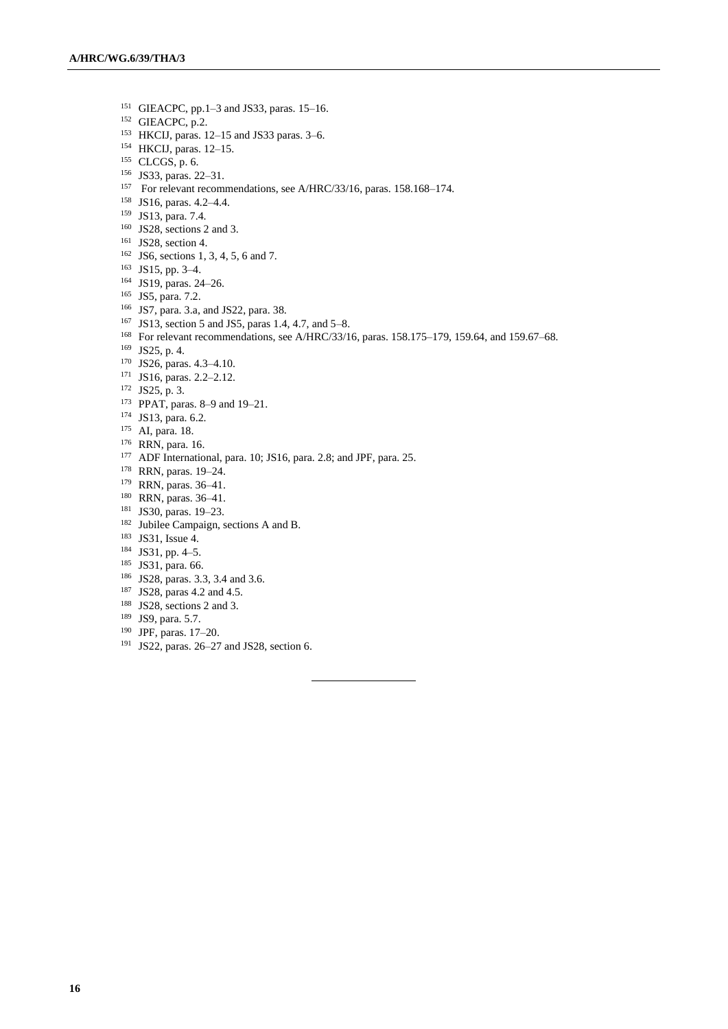[151] GIEACPC, pp.1–3 and JS33, paras. 15–16.
[152] GIEACPC, p.2.
[153] HKCIJ, paras. 12–15 and JS33 paras. 3–6.
[154] HKCIJ, paras. 12–15.
[155] CLCGS, p. 6.
[156] JS33, paras. 22–31.
[157] For relevant recommendations, see A/HRC/33/16, paras. 158.168–174.
[158] JS16, paras. 4.2–4.4.
[159] JS13, para. 7.4.
[160] JS28, sections 2 and 3.
[161] JS28, section 4.
[162] JS6, sections 1, 3, 4, 5, 6 and 7.
[163] JS15, pp. 3–4.
[164] JS19, paras. 24–26.
[165] JS5, para. 7.2.
[166] JS7, para. 3.a, and JS22, para. 38.
[167] JS13, section 5 and JS5, paras 1.4, 4.7, and 5–8.
[168] For relevant recommendations, see A/HRC/33/16, paras. 158.175–179, 159.64, and 159.67–68.
[169] JS25, p. 4.
[170] JS26, paras. 4.3–4.10.
[171] JS16, paras. 2.2–2.12.
[172] JS25, p. 3.
[173] PPAT, paras. 8–9 and 19–21.
[174] JS13, para. 6.2.
[175] AI, para. 18.
[176] RRN, para. 16.
[177] ADF International, para. 10; JS16, para. 2.8; and JPF, para. 25.
[178] RRN, paras. 19–24.
[179] RRN, paras. 36–41.
[180] RRN, paras. 36–41.
[181] JS30, paras. 19–23.
[182] Jubilee Campaign, sections A and B.
[183] JS31, Issue 4.
[184] JS31, pp. 4–5.
[185] JS31, para. 66.
[186] JS28, paras. 3.3, 3.4 and 3.6.
[187] JS28, paras 4.2 and 4.5.
[188] JS28, sections 2 and 3.
[189] JS9, para. 5.7.
[190] JPF, paras. 17–20.
[191] JS22, paras. 26–27 and JS28, section 6.